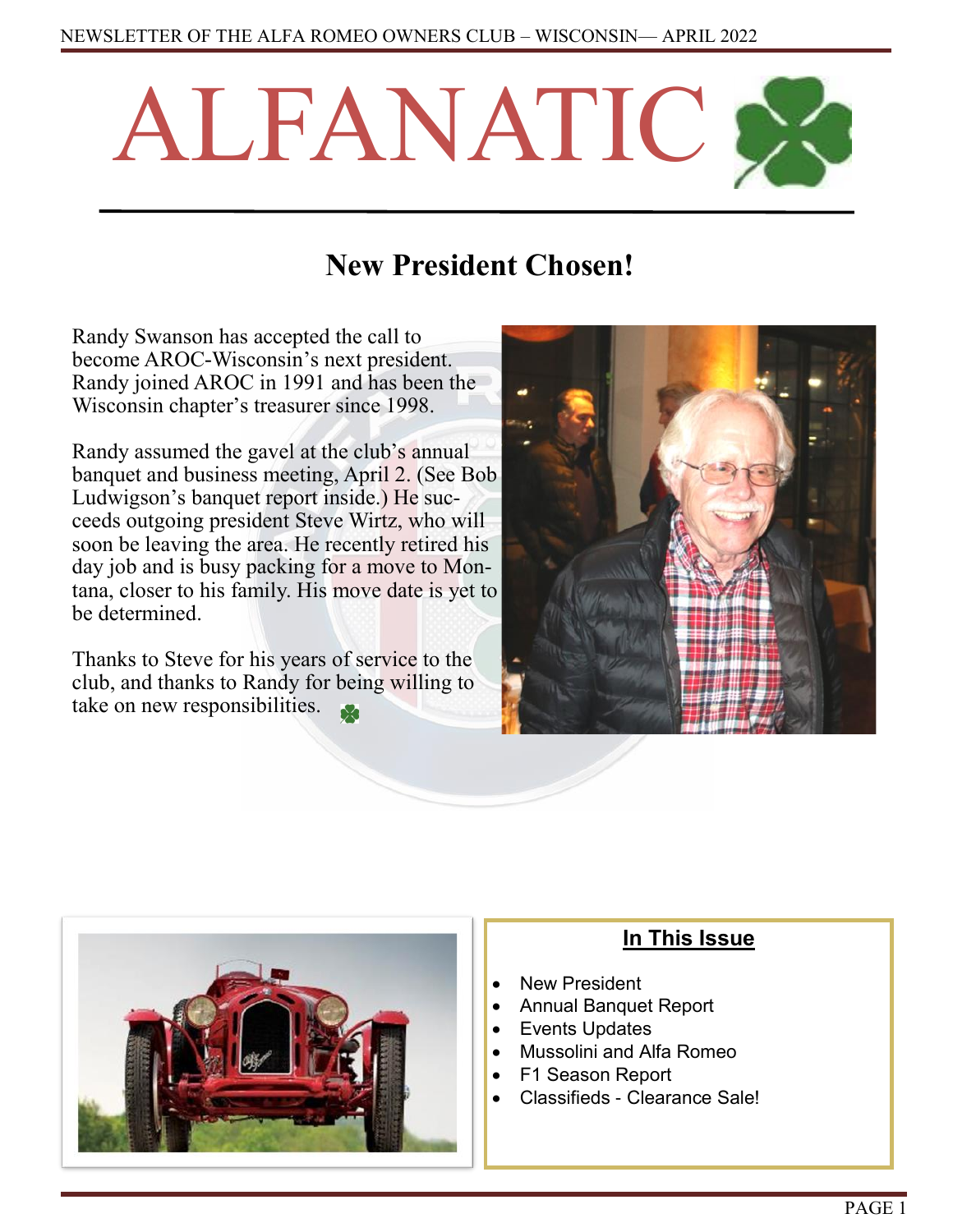# ALFANATIC

## New President Chosen!

Randy Swanson has accepted the call to become AROC-Wisconsin's next president. Randy joined AROC in 1991 and has been the Wisconsin chapter's treasurer since 1998.

Randy assumed the gavel at the club's annual banquet and business meeting, April 2. (See Bob Ludwigson's banquet report inside.) He succeeds outgoing president Steve Wirtz, who will soon be leaving the area. He recently retired his day job and is busy packing for a move to Montana, closer to his family. His move date is yet to be determined.

Thanks to Steve for his years of service to the club, and thanks to Randy for being willing to take on new responsibilities.

### In This Issue

- New President
- Annual Banquet Report
- Events Updates
- Mussolini and Alfa Romeo
- F1 Season Report
- Classifieds - Clearance Sale!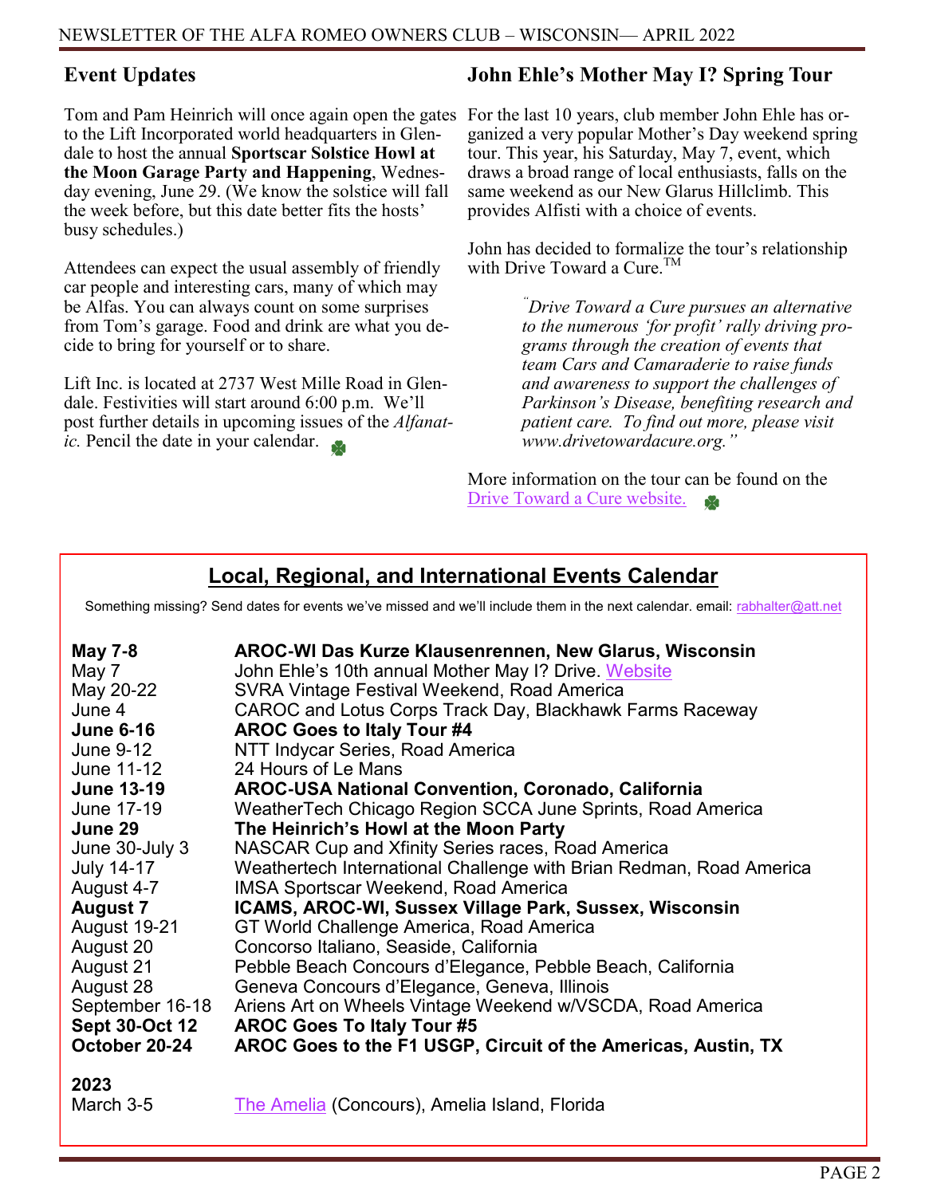## Event Updates

Tom and Pam Heinrich will once again open the gates to the Lift Incorporated world headquarters in Glendale to host the annual **Sportscar Solstice Howl at the Moon Garage Party and Happening**, Wednesday evening, June 29. (We know the solstice will fall the week before, but this date better fits the hosts' busy schedules.)

Attendees can expect the usual assembly of friendly car people and interesting cars, many of which may be Alfas. You can always count on some surprises from Tom's garage. Food and drink are what you decide to bring for yourself or to share.

Lift Inc. is located at 2737 West Mille Road in Glendale. Festivities will start around 6:00 p.m. We'll post further details in upcoming issues of the *Alfanatic.* Pencil the date in your calendar.

## John Ehle's Mother May I? Spring Tour

For the last 10 years, club member John Ehle has organized a very popular Mother's Day weekend spring tour. This year, his Saturday, May 7, event, which draws a broad range of local enthusiasts, falls on the same weekend as our New Glarus Hillclimb. This provides Alfisti with a choice of events.

John has decided to formalize the tour's relationship with Drive Toward a Cure.™

> *"Drive Toward a Cure pursues an alternative to the numerous 'for profit' rally driving programs through the creation of events that team Cars and Camaraderie to raise funds and awareness to support the challenges of Parkinson's Disease, benefiting research and patient care. To find out more, please visit www.drivetowardacure.org."*

More information on the tour can be found on the Drive Toward a Cure website.

## Local, Regional, and International Events Calendar

Something missing? Send dates for events we've missed and we'll include them in the next calendar. email: rabhalter@att.net

| Date | Event |
|---|---|
| **May 7-8** | **AROC-WI Das Kurze Klausenrennen, New Glarus, Wisconsin** |
| May 7 | John Ehle's 10th annual Mother May I? Drive. Website |
| May 20-22 | SVRA Vintage Festival Weekend, Road America |
| June 4 | CAROC and Lotus Corps Track Day, Blackhawk Farms Raceway |
| **June 6-16** | **AROC Goes to Italy Tour #4** |
| June 9-12 | NTT Indycar Series, Road America |
| June 11-12 | 24 Hours of Le Mans |
| **June 13-19** | **AROC-USA National Convention, Coronado, California** |
| June 17-19 | WeatherTech Chicago Region SCCA June Sprints, Road America |
| **June 29** | **The Heinrich's Howl at the Moon Party** |
| June 30-July 3 | NASCAR Cup and Xfinity Series races, Road America |
| July 14-17 | Weathertech International Challenge with Brian Redman, Road America |
| August 4-7 | IMSA Sportscar Weekend, Road America |
| **August 7** | **ICAMS, AROC-WI, Sussex Village Park, Sussex, Wisconsin** |
| August 19-21 | GT World Challenge America, Road America |
| August 20 | Concorso Italiano, Seaside, California |
| August 21 | Pebble Beach Concours d'Elegance, Pebble Beach, California |
| August 28 | Geneva Concours d'Elegance, Geneva, Illinois |
| September 16-18 | Ariens Art on Wheels Vintage Weekend w/VSCDA, Road America |
| **Sept 30-Oct 12** | **AROC Goes To Italy Tour #5** |
| **October 20-24** | **AROC Goes to the F1 USGP, Circuit of the Americas, Austin, TX** |

**2023**

| Date | Event |
|---|---|
| March 3-5 | The Amelia (Concours), Amelia Island, Florida |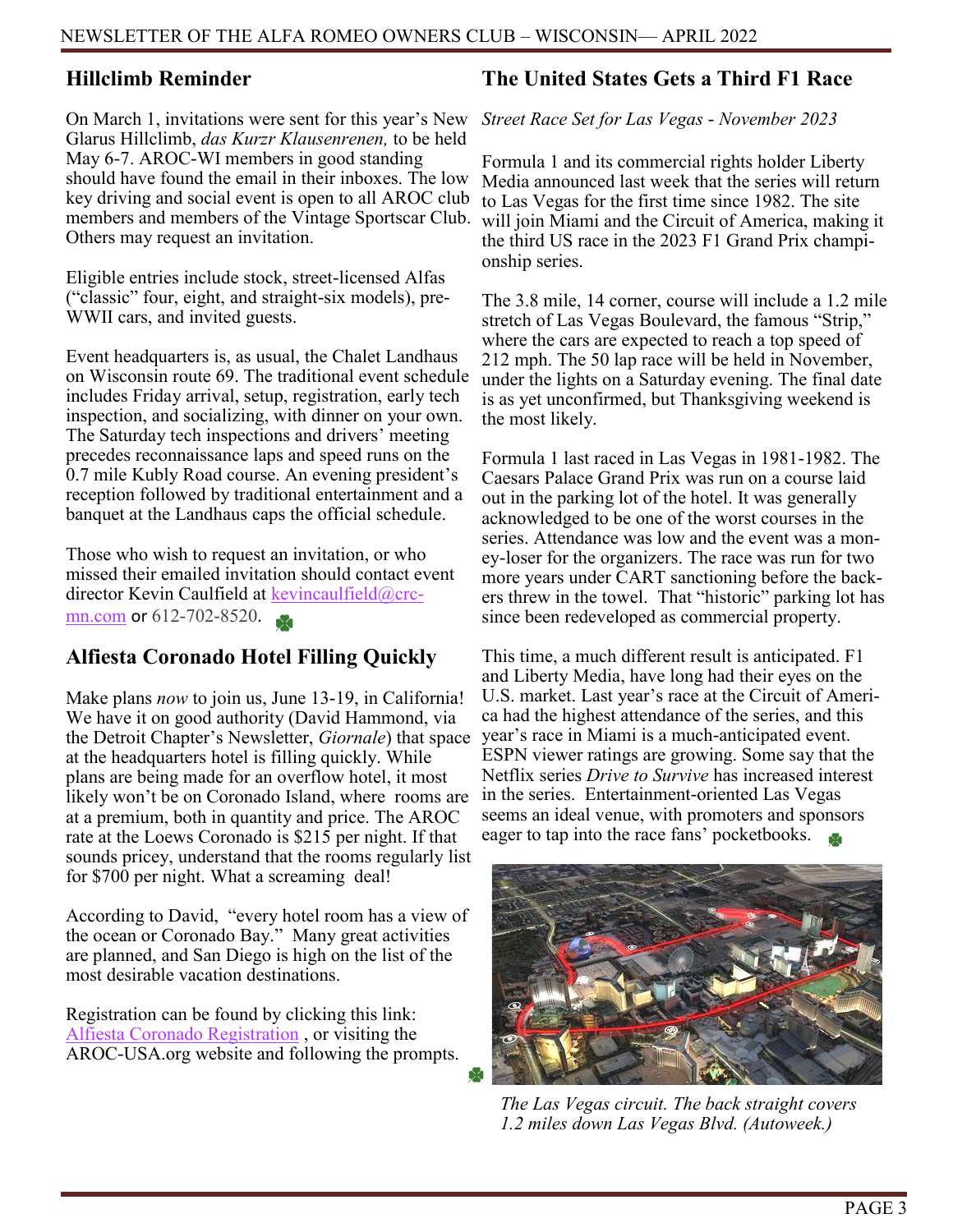## Hillclimb Reminder

On March 1, invitations were sent for this year's New Glarus Hillclimb, *das Kurzr Klausenrenen,* to be held May 6-7. AROC-WI members in good standing should have found the email in their inboxes. The low key driving and social event is open to all AROC club members and members of the Vintage Sportscar Club. Others may request an invitation.

Eligible entries include stock, street-licensed Alfas ("classic" four, eight, and straight-six models), pre-WWII cars, and invited guests.

Event headquarters is, as usual, the Chalet Landhaus on Wisconsin route 69. The traditional event schedule includes Friday arrival, setup, registration, early tech inspection, and socializing, with dinner on your own. The Saturday tech inspections and drivers' meeting precedes reconnaissance laps and speed runs on the 0.7 mile Kubly Road course. An evening president's reception followed by traditional entertainment and a banquet at the Landhaus caps the official schedule.

Those who wish to request an invitation, or who missed their emailed invitation should contact event director Kevin Caulfield at kevincaulfield@crc-mn.com or 612-702-8520.

## Alfiesta Coronado Hotel Filling Quickly

Make plans *now* to join us, June 13-19, in California! We have it on good authority (David Hammond, via the Detroit Chapter's Newsletter, *Giornale*) that space at the headquarters hotel is filling quickly. While plans are being made for an overflow hotel, it most likely won't be on Coronado Island, where rooms are at a premium, both in quantity and price. The AROC rate at the Loews Coronado is $215 per night. If that sounds pricey, understand that the rooms regularly list for $700 per night. What a screaming deal!

According to David, "every hotel room has a view of the ocean or Coronado Bay." Many great activities are planned, and San Diego is high on the list of the most desirable vacation destinations.

Registration can be found by clicking this link: Alfiesta Coronado Registration , or visiting the AROC-USA.org website and following the prompts.

## The United States Gets a Third F1 Race

*Street Race Set for Las Vegas - November 2023*

Formula 1 and its commercial rights holder Liberty Media announced last week that the series will return to Las Vegas for the first time since 1982. The site will join Miami and the Circuit of America, making it the third US race in the 2023 F1 Grand Prix championship series.

The 3.8 mile, 14 corner, course will include a 1.2 mile stretch of Las Vegas Boulevard, the famous "Strip," where the cars are expected to reach a top speed of 212 mph. The 50 lap race will be held in November, under the lights on a Saturday evening. The final date is as yet unconfirmed, but Thanksgiving weekend is the most likely.

Formula 1 last raced in Las Vegas in 1981-1982. The Caesars Palace Grand Prix was run on a course laid out in the parking lot of the hotel. It was generally acknowledged to be one of the worst courses in the series. Attendance was low and the event was a money-loser for the organizers. The race was run for two more years under CART sanctioning before the backers threw in the towel. That "historic" parking lot has since been redeveloped as commercial property.

This time, a much different result is anticipated. F1 and Liberty Media, have long had their eyes on the U.S. market. Last year's race at the Circuit of America had the highest attendance of the series, and this year's race in Miami is a much-anticipated event. ESPN viewer ratings are growing. Some say that the Netflix series *Drive to Survive* has increased interest in the series. Entertainment-oriented Las Vegas seems an ideal venue, with promoters and sponsors eager to tap into the race fans' pocketbooks.

*The Las Vegas circuit. The back straight covers 1.2 miles down Las Vegas Blvd. (Autoweek.)*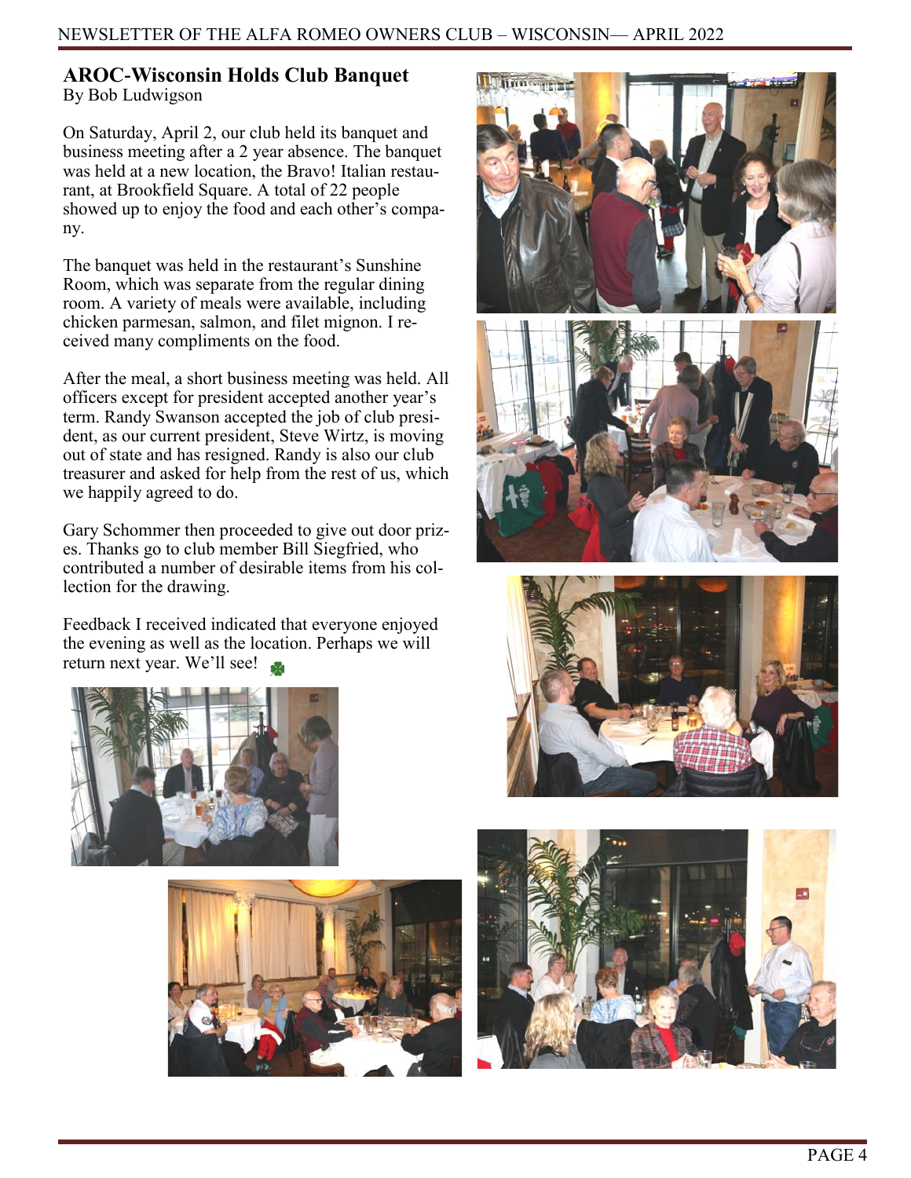## AROC-Wisconsin Holds Club Banquet

By Bob Ludwigson

On Saturday, April 2, our club held its banquet and business meeting after a 2 year absence. The banquet was held at a new location, the Bravo! Italian restaurant, at Brookfield Square. A total of 22 people showed up to enjoy the food and each other's company.

The banquet was held in the restaurant's Sunshine Room, which was separate from the regular dining room. A variety of meals were available, including chicken parmesan, salmon, and filet mignon. I received many compliments on the food.

After the meal, a short business meeting was held. All officers except for president accepted another year's term. Randy Swanson accepted the job of club president, as our current president, Steve Wirtz, is moving out of state and has resigned. Randy is also our club treasurer and asked for help from the rest of us, which we happily agreed to do.

Gary Schommer then proceeded to give out door prizes. Thanks go to club member Bill Siegfried, who contributed a number of desirable items from his collection for the drawing.

Feedback I received indicated that everyone enjoyed the evening as well as the location. Perhaps we will return next year. We'll see!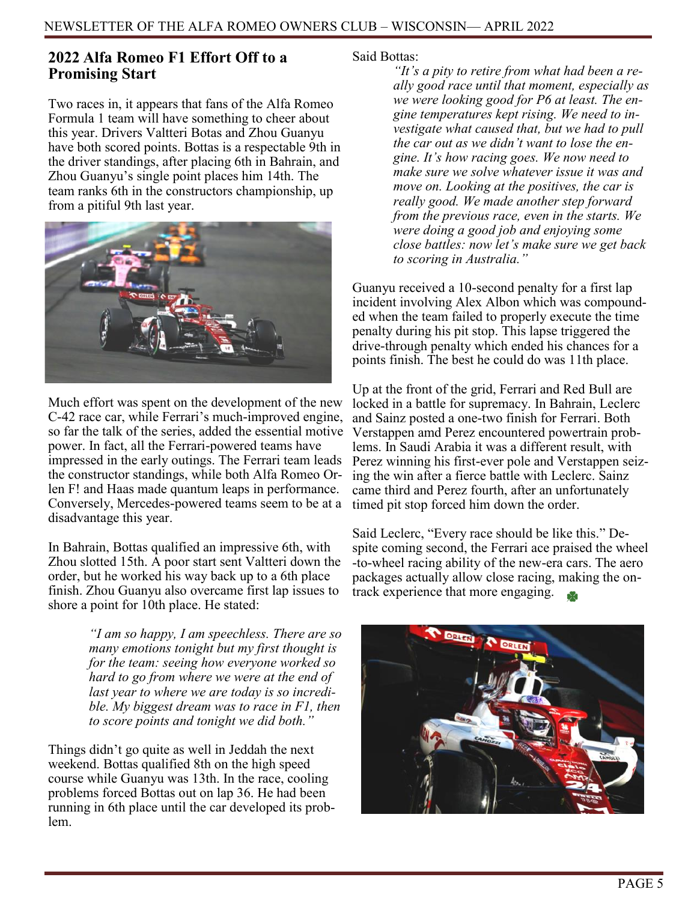## 2022 Alfa Romeo F1 Effort Off to a Promising Start

Two races in, it appears that fans of the Alfa Romeo Formula 1 team will have something to cheer about this year. Drivers Valtteri Botas and Zhou Guanyu have both scored points. Bottas is a respectable 9th in the driver standings, after placing 6th in Bahrain, and Zhou Guanyu's single point places him 14th. The team ranks 6th in the constructors championship, up from a pitiful 9th last year.

Much effort was spent on the development of the new C-42 race car, while Ferrari's much-improved engine, so far the talk of the series, added the essential motive power. In fact, all the Ferrari-powered teams have impressed in the early outings. The Ferrari team leads the constructor standings, while both Alfa Romeo Orlen F! and Haas made quantum leaps in performance. Conversely, Mercedes-powered teams seem to be at a disadvantage this year.

In Bahrain, Bottas qualified an impressive 6th, with Zhou slotted 15th. A poor start sent Valtteri down the order, but he worked his way back up to a 6th place finish. Zhou Guanyu also overcame first lap issues to shore a point for 10th place. He stated:

> *"I am so happy, I am speechless. There are so many emotions tonight but my first thought is for the team: seeing how everyone worked so hard to go from where we were at the end of last year to where we are today is so incredible. My biggest dream was to race in F1, then to score points and tonight we did both."*

Things didn't go quite as well in Jeddah the next weekend. Bottas qualified 8th on the high speed course while Guanyu was 13th. In the race, cooling problems forced Bottas out on lap 36. He had been running in 6th place until the car developed its problem.

Said Bottas:

> *"It's a pity to retire from what had been a really good race until that moment, especially as we were looking good for P6 at least. The engine temperatures kept rising. We need to investigate what caused that, but we had to pull the car out as we didn't want to lose the engine. It's how racing goes. We now need to make sure we solve whatever issue it was and move on. Looking at the positives, the car is really good. We made another step forward from the previous race, even in the starts. We were doing a good job and enjoying some close battles: now let's make sure we get back to scoring in Australia."*

Guanyu received a 10-second penalty for a first lap incident involving Alex Albon which was compounded when the team failed to properly execute the time penalty during his pit stop. This lapse triggered the drive-through penalty which ended his chances for a points finish. The best he could do was 11th place.

Up at the front of the grid, Ferrari and Red Bull are locked in a battle for supremacy. In Bahrain, Leclerc and Sainz posted a one-two finish for Ferrari. Both Verstappen amd Perez encountered powertrain problems. In Saudi Arabia it was a different result, with Perez winning his first-ever pole and Verstappen seizing the win after a fierce battle with Leclerc. Sainz came third and Perez fourth, after an unfortunately timed pit stop forced him down the order.

Said Leclerc, "Every race should be like this." Despite coming second, the Ferrari ace praised the wheel-to-wheel racing ability of the new-era cars. The aero packages actually allow close racing, making the on-track experience that more engaging.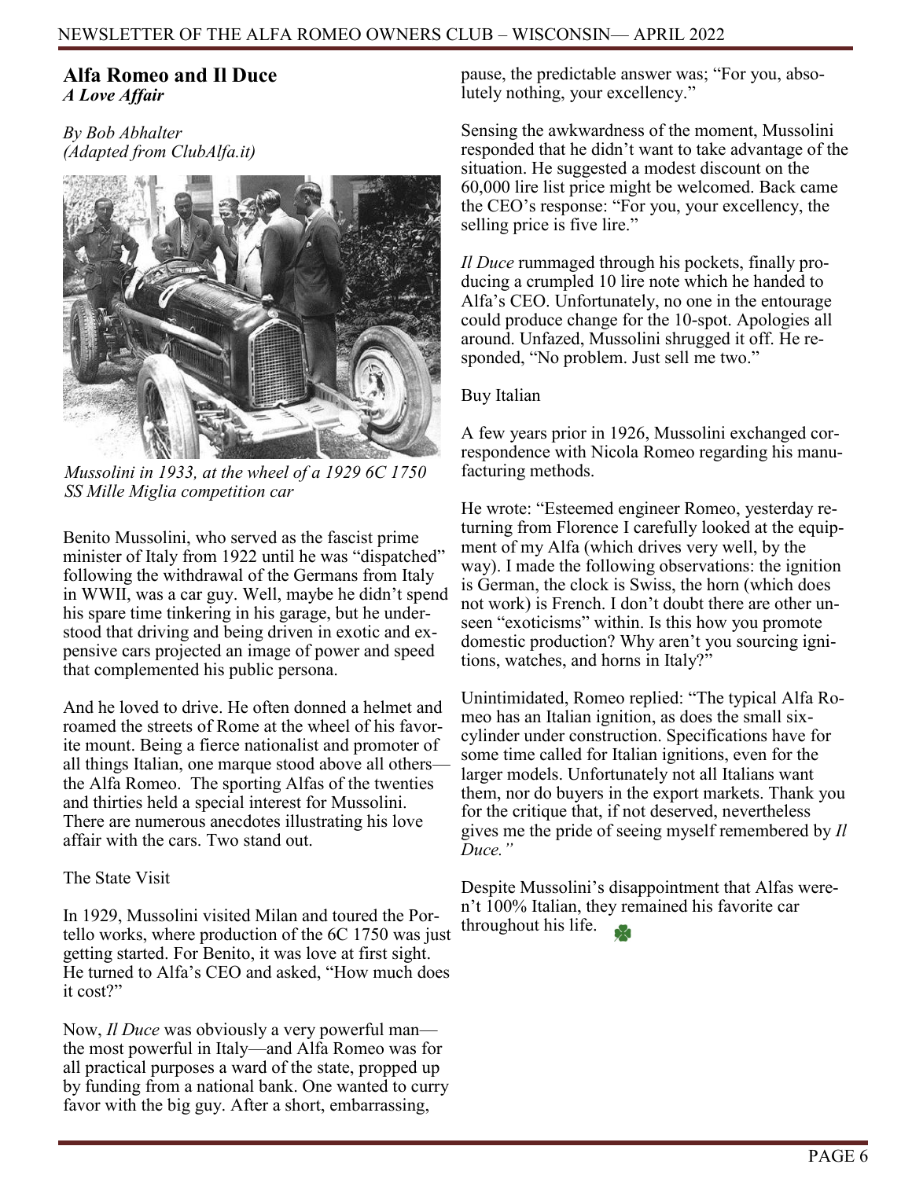## Alfa Romeo and Il Duce

***A Love Affair***

*By Bob Abhalter*
*(Adapted from ClubAlfa.it)*

*Mussolini in 1933, at the wheel of a 1929 6C 1750 SS Mille Miglia competition car*

Benito Mussolini, who served as the fascist prime minister of Italy from 1922 until he was "dispatched" following the withdrawal of the Germans from Italy in WWII, was a car guy. Well, maybe he didn't spend his spare time tinkering in his garage, but he understood that driving and being driven in exotic and expensive cars projected an image of power and speed that complemented his public persona.

And he loved to drive. He often donned a helmet and roamed the streets of Rome at the wheel of his favorite mount. Being a fierce nationalist and promoter of all things Italian, one marque stood above all others—the Alfa Romeo. The sporting Alfas of the twenties and thirties held a special interest for Mussolini. There are numerous anecdotes illustrating his love affair with the cars. Two stand out.

The State Visit

In 1929, Mussolini visited Milan and toured the Portello works, where production of the 6C 1750 was just getting started. For Benito, it was love at first sight. He turned to Alfa's CEO and asked, "How much does it cost?"

Now, *Il Duce* was obviously a very powerful man—the most powerful in Italy—and Alfa Romeo was for all practical purposes a ward of the state, propped up by funding from a national bank. One wanted to curry favor with the big guy. After a short, embarrassing, pause, the predictable answer was; "For you, absolutely nothing, your excellency."

Sensing the awkwardness of the moment, Mussolini responded that he didn't want to take advantage of the situation. He suggested a modest discount on the 60,000 lire list price might be welcomed. Back came the CEO's response: "For you, your excellency, the selling price is five lire."

*Il Duce* rummaged through his pockets, finally producing a crumpled 10 lire note which he handed to Alfa's CEO. Unfortunately, no one in the entourage could produce change for the 10-spot. Apologies all around. Unfazed, Mussolini shrugged it off. He responded, "No problem. Just sell me two."

Buy Italian

A few years prior in 1926, Mussolini exchanged correspondence with Nicola Romeo regarding his manufacturing methods.

He wrote: "Esteemed engineer Romeo, yesterday returning from Florence I carefully looked at the equipment of my Alfa (which drives very well, by the way). I made the following observations: the ignition is German, the clock is Swiss, the horn (which does not work) is French. I don't doubt there are other unseen "exoticisms" within. Is this how you promote domestic production? Why aren't you sourcing ignitions, watches, and horns in Italy?"

Unintimidated, Romeo replied: "The typical Alfa Romeo has an Italian ignition, as does the small six-cylinder under construction. Specifications have for some time called for Italian ignitions, even for the larger models. Unfortunately not all Italians want them, nor do buyers in the export markets. Thank you for the critique that, if not deserved, nevertheless gives me the pride of seeing myself remembered by *Il Duce."*

Despite Mussolini's disappointment that Alfas weren't 100% Italian, they remained his favorite car throughout his life.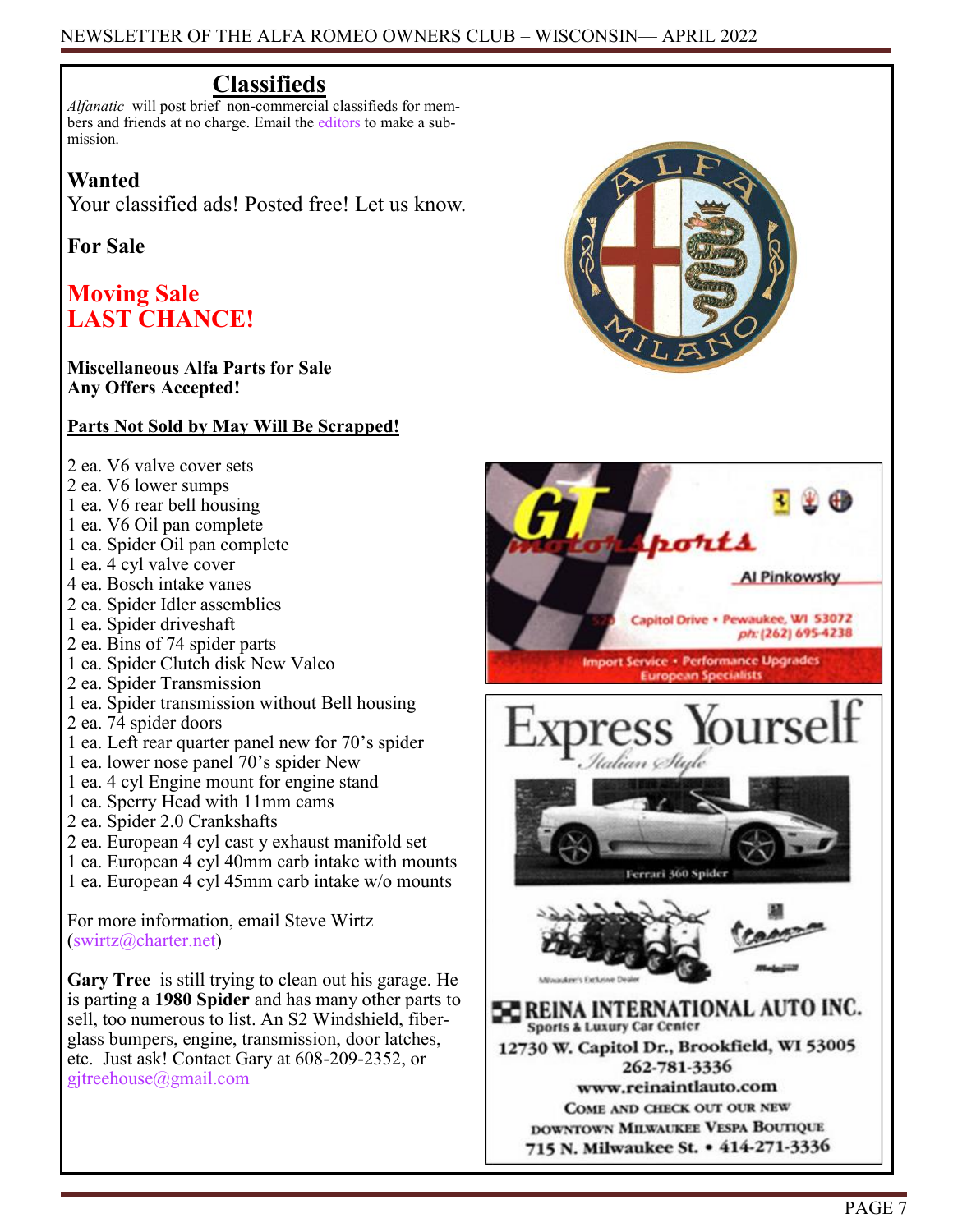## Classifieds

*Alfanatic* will post brief non-commercial classifieds for members and friends at no charge. Email the editors to make a submission.

**Wanted**

Your classified ads! Posted free! Let us know.

**For Sale**

**Moving Sale**
**LAST CHANCE!**

**Miscellaneous Alfa Parts for Sale**
**Any Offers Accepted!**

**Parts Not Sold by May Will Be Scrapped!**

2 ea. V6 valve cover sets
2 ea. V6 lower sumps
1 ea. V6 rear bell housing
1 ea. V6 Oil pan complete
1 ea. Spider Oil pan complete
1 ea. 4 cyl valve cover
4 ea. Bosch intake vanes
2 ea. Spider Idler assemblies
1 ea. Spider driveshaft
2 ea. Bins of 74 spider parts
1 ea. Spider Clutch disk New Valeo
2 ea. Spider Transmission
1 ea. Spider transmission without Bell housing
2 ea. 74 spider doors
1 ea. Left rear quarter panel new for 70's spider
1 ea. lower nose panel 70's spider New
1 ea. 4 cyl Engine mount for engine stand
1 ea. Sperry Head with 11mm cams
2 ea. Spider 2.0 Crankshafts
2 ea. European 4 cyl cast y exhaust manifold set
1 ea. European 4 cyl 40mm carb intake with mounts
1 ea. European 4 cyl 45mm carb intake w/o mounts

For more information, email Steve Wirtz (swirtz@charter.net)

**Gary Tree** is still trying to clean out his garage. He is parting a **1980 Spider** and has many other parts to sell, too numerous to list. An S2 Windshield, fiberglass bumpers, engine, transmission, door latches, etc. Just ask! Contact Gary at 608-209-2352, or gjtreehouse@gmail.com

GT Motorsports
Al Pinkowsky
520 Capitol Drive • Pewaukee, WI 53072
ph: (262) 695-4238
Import Service • Performance Upgrades
European Specialists

Express Yourself
*Italian Style*

Ferrari 360 Spider

Milwaukee's Exclusive Dealer

REINA INTERNATIONAL AUTO INC.
Sports & Luxury Car Center
12730 W. Capitol Dr., Brookfield, WI 53005
262-781-3336
www.reinaintlauto.com
Come and check out our new
downtown Milwaukee Vespa Boutique
715 N. Milwaukee St. • 414-271-3336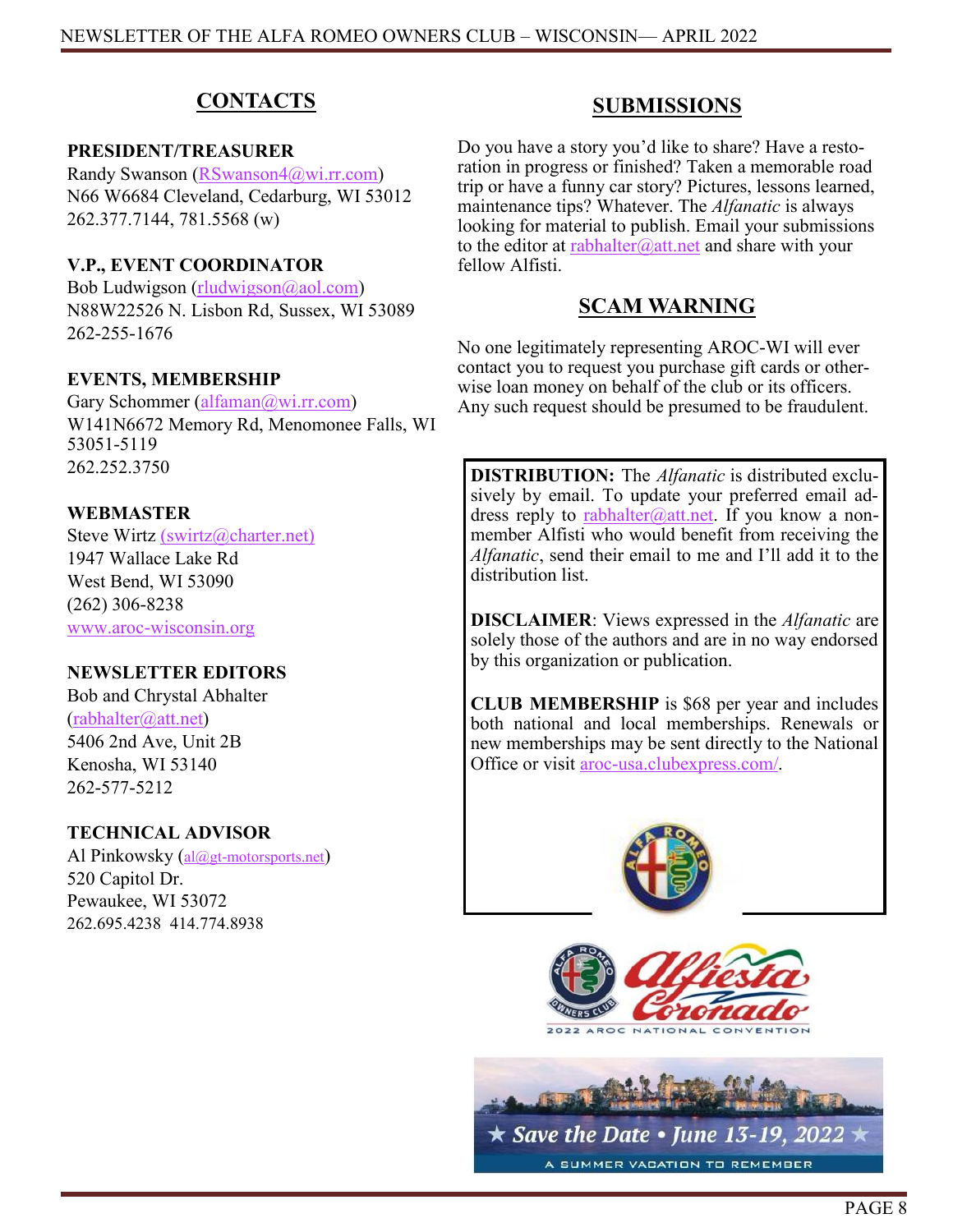## CONTACTS

**PRESIDENT/TREASURER**
Randy Swanson (RSwanson4@wi.rr.com)
N66 W6684 Cleveland, Cedarburg, WI 53012
262.377.7144, 781.5568 (w)

**V.P., EVENT COORDINATOR**
Bob Ludwigson (rludwigson@aol.com)
N88W22526 N. Lisbon Rd, Sussex, WI 53089
262-255-1676

**EVENTS, MEMBERSHIP**
Gary Schommer (alfaman@wi.rr.com)
W141N6672 Memory Rd, Menomonee Falls, WI 53051-5119
262.252.3750

**WEBMASTER**
Steve Wirtz (swirtz@charter.net)
1947 Wallace Lake Rd
West Bend, WI 53090
(262) 306-8238
www.aroc-wisconsin.org

**NEWSLETTER EDITORS**
Bob and Chrystal Abhalter
(rabhalter@att.net)
5406 2nd Ave, Unit 2B
Kenosha, WI 53140
262-577-5212

**TECHNICAL ADVISOR**
Al Pinkowsky (al@gt-motorsports.net)
520 Capitol Dr.
Pewaukee, WI 53072
262.695.4238 414.774.8938

## SUBMISSIONS

Do you have a story you'd like to share? Have a restoration in progress or finished? Taken a memorable road trip or have a funny car story? Pictures, lessons learned, maintenance tips? Whatever. The *Alfanatic* is always looking for material to publish. Email your submissions to the editor at rabhalter@att.net and share with your fellow Alfisti.

## SCAM WARNING

No one legitimately representing AROC-WI will ever contact you to request you purchase gift cards or otherwise loan money on behalf of the club or its officers. Any such request should be presumed to be fraudulent.

**DISTRIBUTION:** The *Alfanatic* is distributed exclusively by email. To update your preferred email address reply to rabhalter@att.net. If you know a non-member Alfisti who would benefit from receiving the *Alfanatic*, send their email to me and I'll add it to the distribution list.

**DISCLAIMER**: Views expressed in the *Alfanatic* are solely those of the authors and are in no way endorsed by this organization or publication.

**CLUB MEMBERSHIP** is $68 per year and includes both national and local memberships. Renewals or new memberships may be sent directly to the National Office or visit aroc-usa.clubexpress.com/.

Alfiesta Coronado
2022 AROC NATIONAL CONVENTION

★ Save the Date • June 13-19, 2022 ★
A SUMMER VACATION TO REMEMBER